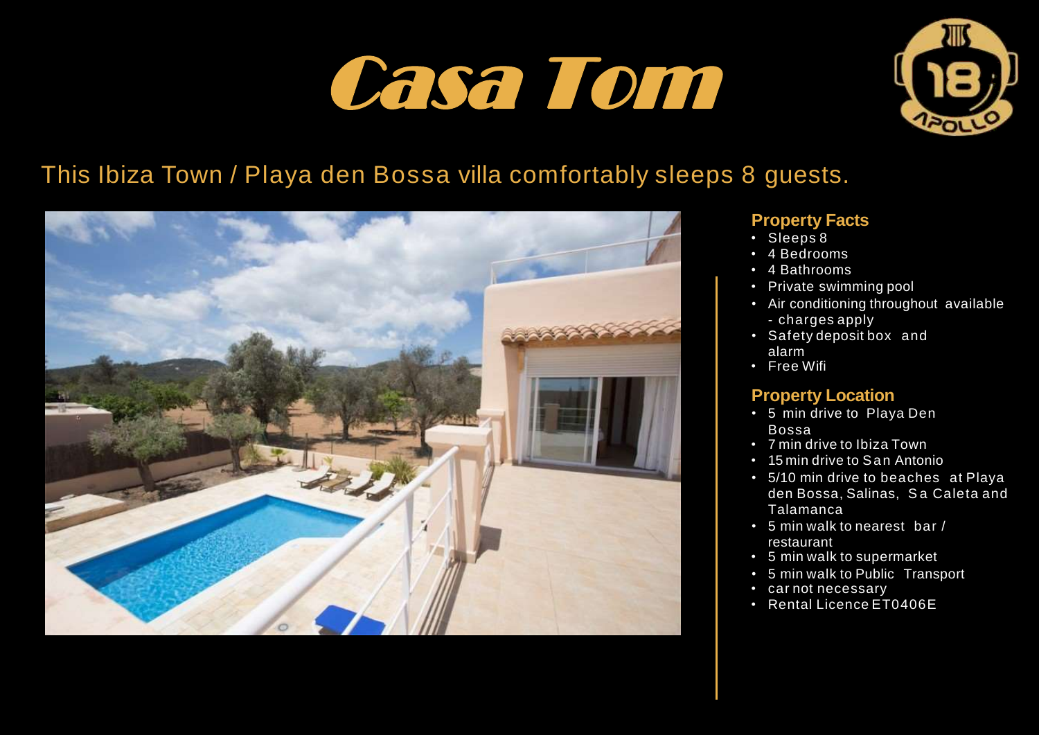# Casa Tom

This Ibiza Town / Playa den Bossa villa comfortably sleeps 8 guests.

### Property Facts

- Sleeps 8
- 4 Bedrooms
- 4 Bathrooms
- Private swimming pool
- Air conditioning throughout available - charges apply
- Safety deposit box and alarm
- Free Wifi

### Property Location

- 5 min drive to Playa Den Bossa
- 7 min drive to Ibiza Town
- 15 min drive to San Antonio
- 5/10 min drive to beaches at Playa den Bossa, Salinas, Sa Caleta and Talamanca
- 5 min walk to nearest bar / restaurant
- 5 min walk to supermarket
- 5 min walk to Public Transport
- car not necessary
- Rental Licence ET0406E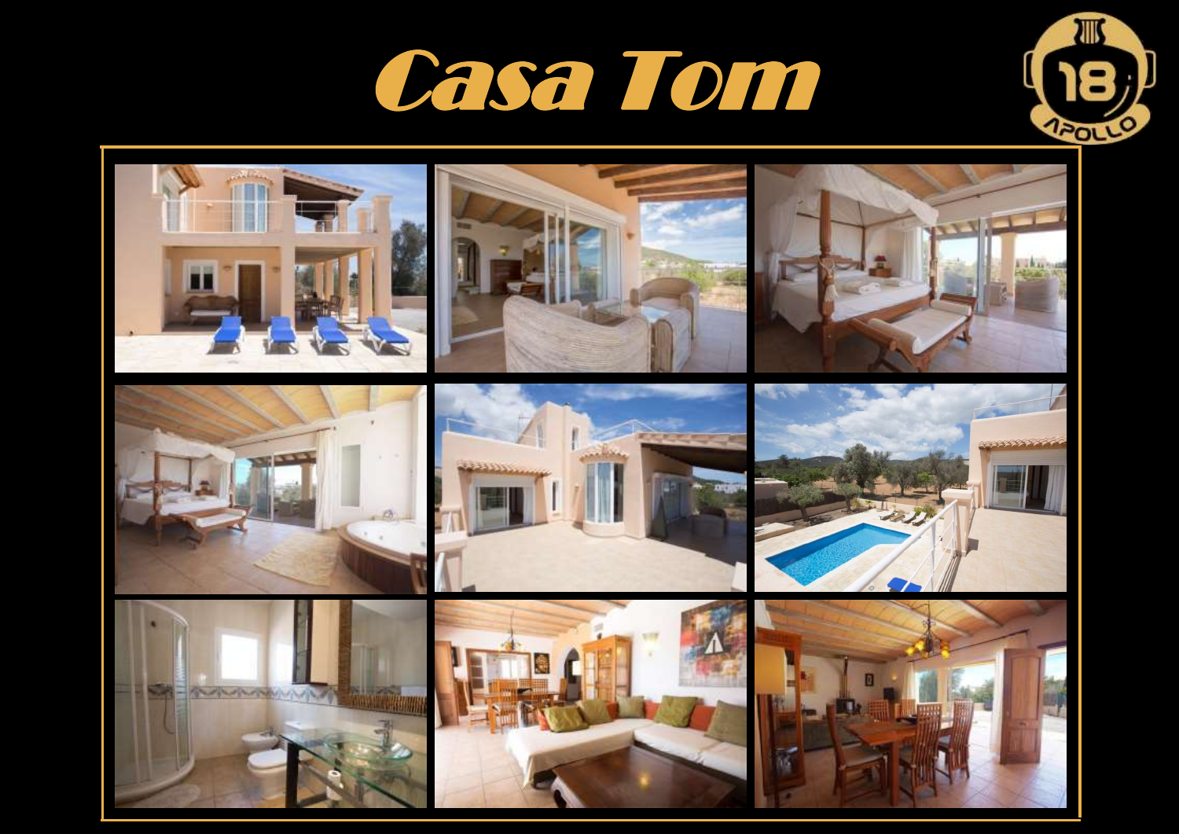# Casa Tom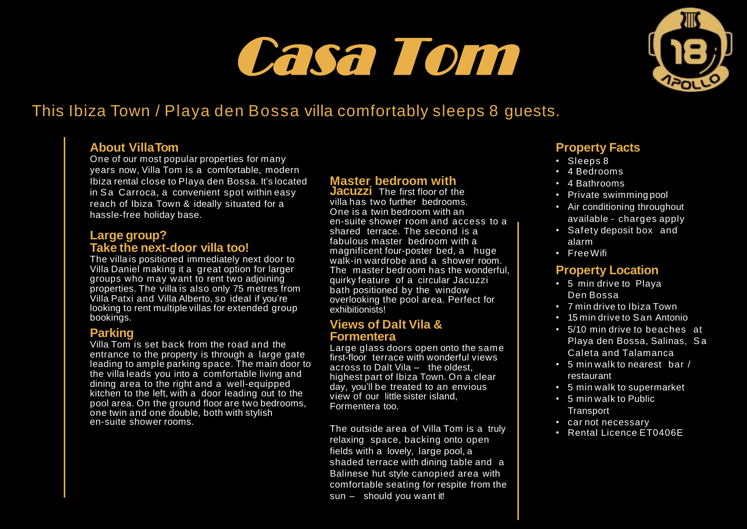# Casa Tom

This Ibiza Town / Playa den Bossa villa comfortably sleeps 8 guests.

## About Villa Tom

One of our most popular properties for many years now, Villa Tom is a comfortable, modern Ibiza rental close to Playa den Bossa. It's located in Sa Carroca, a convenient spot within easy reach of Ibiza Town & ideally situated for a hassle-free holiday base.

## Large group? Take the next-door villa too!

The villa is positioned immediately next door to Villa Daniel making it a great option for larger groups who may want to rent two adjoining properties. The villa is also only 75 metres from Villa Patxi and Villa Alberto, so ideal if you're looking to rent multiple villas for extended group bookings.

## Parking

Villa Tom is set back from the road and the entrance to the property is through a large gate leading to ample parking space. The main door to the villa leads you into a comfortable living and dining area to the right and a well-equipped kitchen to the left, with a door leading out to the pool area. On the ground floor are two bedrooms, one twin and one double, both with stylish en-suite shower rooms.

## Master bedroom with Jacuzzi

The first floor of the villa has two further bedrooms. One is a twin bedroom with an en-suite shower room and access to a shared terrace. The second is a fabulous master bedroom with a magnificent four-poster bed, a huge walk-in wardrobe and a shower room. The master bedroom has the wonderful, quirky feature of a circular Jacuzzi bath positioned by the window overlooking the pool area. Perfect for exhibitionists!

## Views of Dalt Vila & Formentera

Large glass doors open onto the same first-floor terrace with wonderful views across to Dalt Vila – the oldest, highest part of Ibiza Town. On a clear day, you'll be treated to an envious view of our little sister island, Formentera too.

The outside area of Villa Tom is a truly relaxing space, backing onto open fields with a lovely, large pool, a shaded terrace with dining table and a Balinese hut style canopied area with comfortable seating for respite from the sun – should you want it!

## Property Facts

- Sleeps 8
- 4 Bedrooms
- 4 Bathrooms
- Private swimming pool
- Air conditioning throughout available - charges apply
- Safety deposit box and alarm
- Free Wifi

## Property Location

- 5 min drive to Playa Den Bossa
- 7 min drive to Ibiza Town
- 15 min drive to San Antonio
- 5/10 min drive to beaches at Playa den Bossa, Salinas, Sa Caleta and Talamanca
- 5 min walk to nearest bar / restaurant
- 5 min walk to supermarket
- 5 min walk to Public Transport
- car not necessary
- Rental Licence ET0406E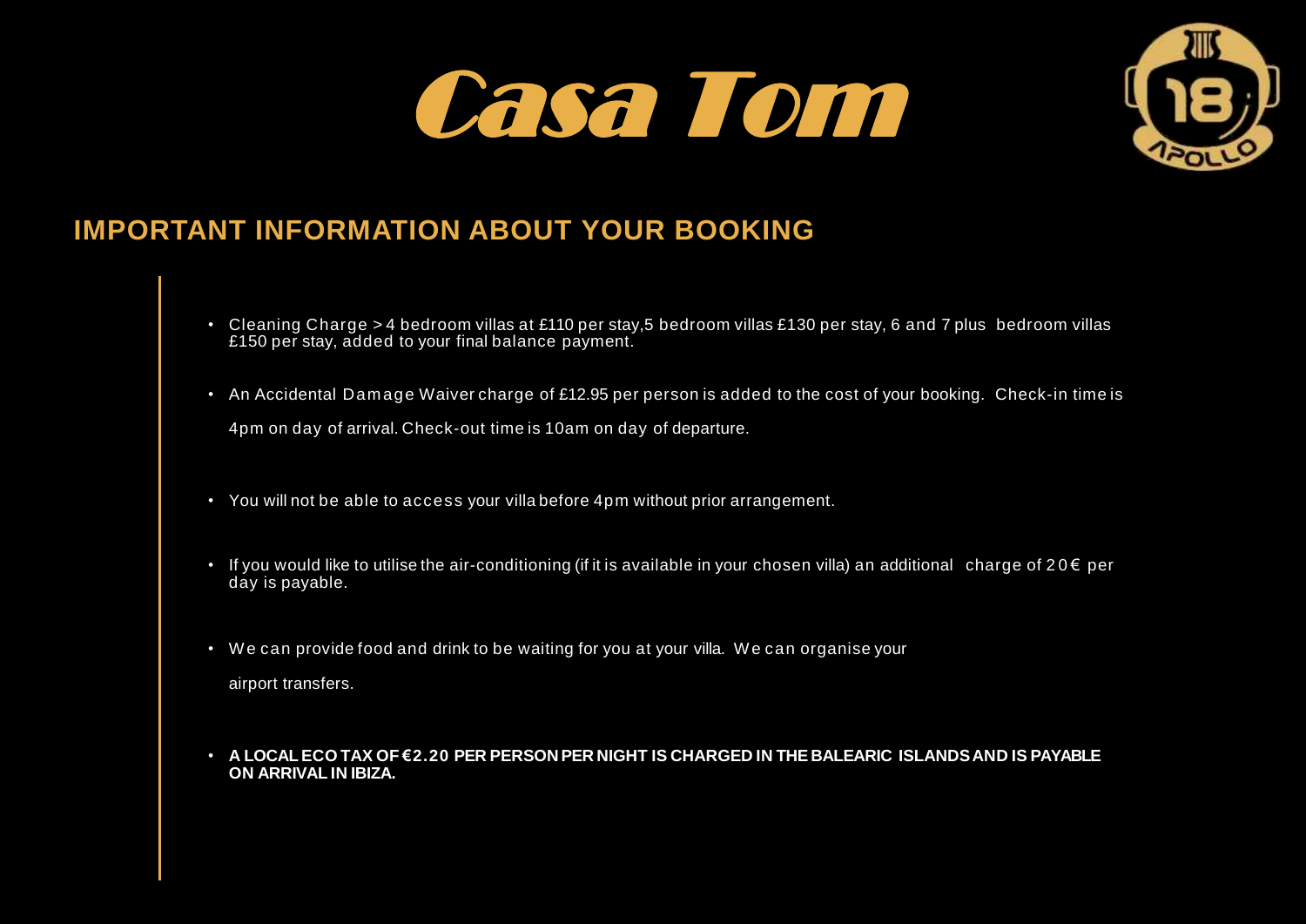# Casa Tom

## IMPORTANT INFORMATION ABOUT YOUR BOOKING

- Cleaning Charge > 4 bedroom villas at £110 per stay,5 bedroom villas £130 per stay, 6 and 7 plus bedroom villas £150 per stay, added to your final balance payment.
- An Accidental Damage Waiver charge of £12.95 per person is added to the cost of your booking. Check-in time is 4pm on day of arrival. Check-out time is 10am on day of departure.
- You will not be able to access your villa before 4pm without prior arrangement.
- If you would like to utilise the air-conditioning (if it is available in your chosen villa) an additional charge of 20€ per day is payable.
- We can provide food and drink to be waiting for you at your villa. We can organise your airport transfers.
- **A LOCAL ECO TAX OF €2.20 PER PERSON PER NIGHT IS CHARGED IN THE BALEARIC ISLANDS AND IS PAYABLE ON ARRIVAL IN IBIZA.**